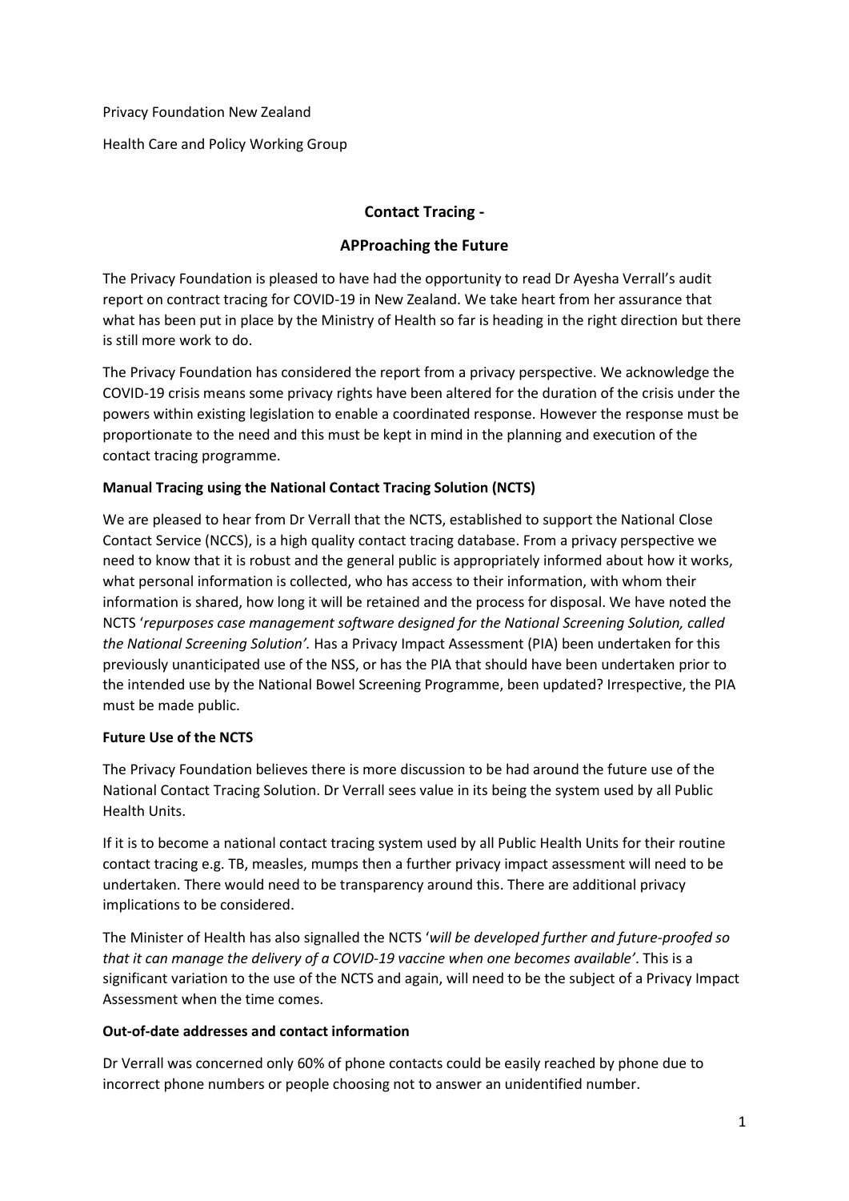Privacy Foundation New Zealand

Health Care and Policy Working Group

## Contact Tracing -

## APProaching the Future

The Privacy Foundation is pleased to have had the opportunity to read Dr Ayesha Verrall's audit report on contract tracing for COVID-19 in New Zealand. We take heart from her assurance that what has been put in place by the Ministry of Health so far is heading in the right direction but there is still more work to do.

The Privacy Foundation has considered the report from a privacy perspective. We acknowledge the COVID-19 crisis means some privacy rights have been altered for the duration of the crisis under the powers within existing legislation to enable a coordinated response. However the response must be proportionate to the need and this must be kept in mind in the planning and execution of the contact tracing programme.

### Manual Tracing using the National Contact Tracing Solution (NCTS)

We are pleased to hear from Dr Verrall that the NCTS, established to support the National Close Contact Service (NCCS), is a high quality contact tracing database. From a privacy perspective we need to know that it is robust and the general public is appropriately informed about how it works, what personal information is collected, who has access to their information, with whom their information is shared, how long it will be retained and the process for disposal. We have noted the NCTS '*repurposes case management software designed for the National Screening Solution, called the National Screening Solution'.* Has a Privacy Impact Assessment (PIA) been undertaken for this previously unanticipated use of the NSS, or has the PIA that should have been undertaken prior to the intended use by the National Bowel Screening Programme, been updated? Irrespective, the PIA must be made public.

### Future Use of the NCTS

The Privacy Foundation believes there is more discussion to be had around the future use of the National Contact Tracing Solution. Dr Verrall sees value in its being the system used by all Public Health Units.

If it is to become a national contact tracing system used by all Public Health Units for their routine contact tracing e.g. TB, measles, mumps then a further privacy impact assessment will need to be undertaken. There would need to be transparency around this. There are additional privacy implications to be considered.

The Minister of Health has also signalled the NCTS '*will be developed further and future-proofed so that it can manage the delivery of a COVID-19 vaccine when one becomes available'*. This is a significant variation to the use of the NCTS and again, will need to be the subject of a Privacy Impact Assessment when the time comes.

### Out-of-date addresses and contact information

Dr Verrall was concerned only 60% of phone contacts could be easily reached by phone due to incorrect phone numbers or people choosing not to answer an unidentified number.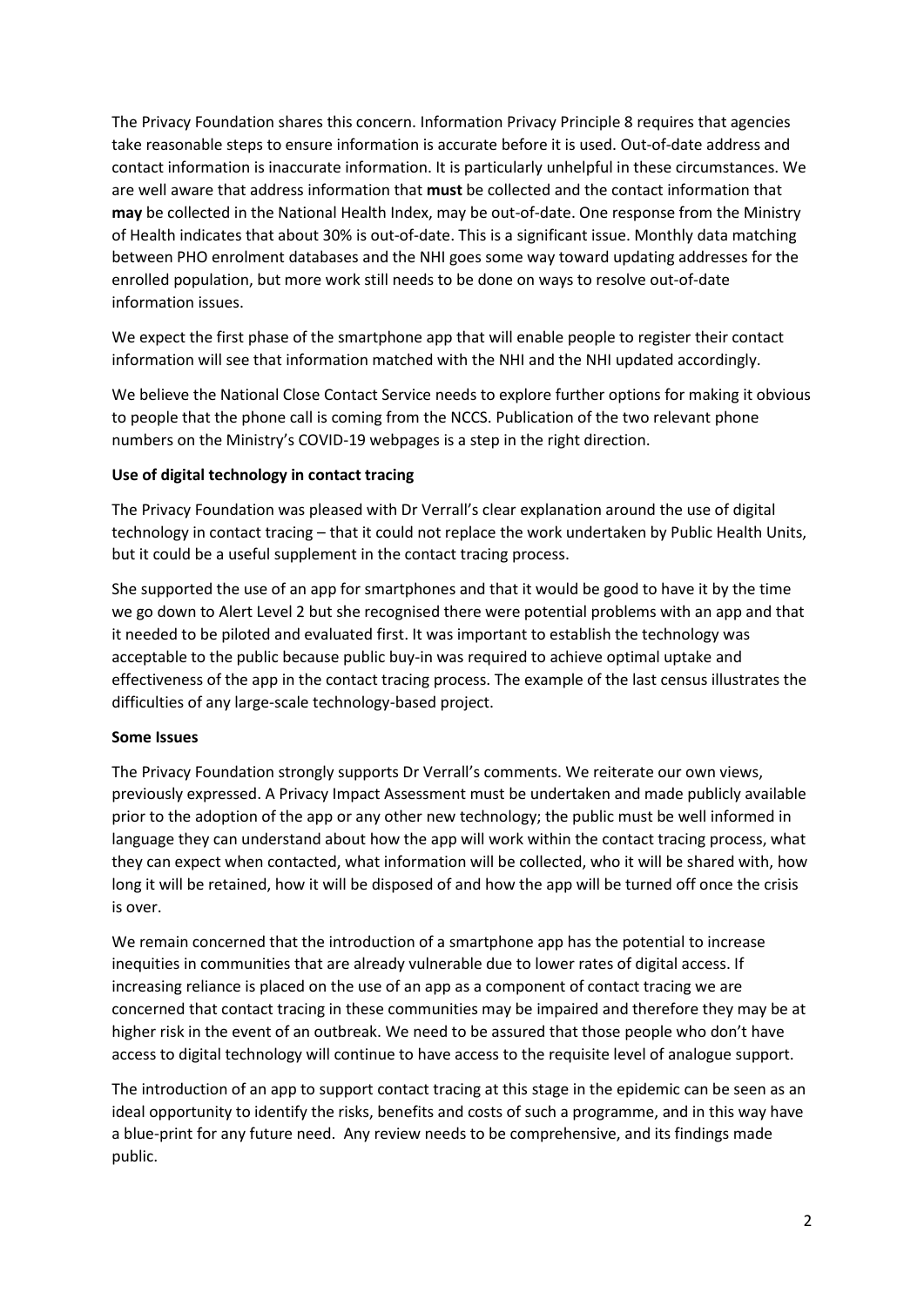The Privacy Foundation shares this concern. Information Privacy Principle 8 requires that agencies take reasonable steps to ensure information is accurate before it is used. Out-of-date address and contact information is inaccurate information. It is particularly unhelpful in these circumstances. We are well aware that address information that **must** be collected and the contact information that **may** be collected in the National Health Index, may be out-of-date. One response from the Ministry of Health indicates that about 30% is out-of-date. This is a significant issue. Monthly data matching between PHO enrolment databases and the NHI goes some way toward updating addresses for the enrolled population, but more work still needs to be done on ways to resolve out-of-date information issues.

We expect the first phase of the smartphone app that will enable people to register their contact information will see that information matched with the NHI and the NHI updated accordingly.

We believe the National Close Contact Service needs to explore further options for making it obvious to people that the phone call is coming from the NCCS. Publication of the two relevant phone numbers on the Ministry's COVID-19 webpages is a step in the right direction.

**Use of digital technology in contact tracing**

The Privacy Foundation was pleased with Dr Verrall's clear explanation around the use of digital technology in contact tracing – that it could not replace the work undertaken by Public Health Units, but it could be a useful supplement in the contact tracing process.

She supported the use of an app for smartphones and that it would be good to have it by the time we go down to Alert Level 2 but she recognised there were potential problems with an app and that it needed to be piloted and evaluated first. It was important to establish the technology was acceptable to the public because public buy-in was required to achieve optimal uptake and effectiveness of the app in the contact tracing process. The example of the last census illustrates the difficulties of any large-scale technology-based project.

**Some Issues**

The Privacy Foundation strongly supports Dr Verrall's comments. We reiterate our own views, previously expressed. A Privacy Impact Assessment must be undertaken and made publicly available prior to the adoption of the app or any other new technology; the public must be well informed in language they can understand about how the app will work within the contact tracing process, what they can expect when contacted, what information will be collected, who it will be shared with, how long it will be retained, how it will be disposed of and how the app will be turned off once the crisis is over.

We remain concerned that the introduction of a smartphone app has the potential to increase inequities in communities that are already vulnerable due to lower rates of digital access. If increasing reliance is placed on the use of an app as a component of contact tracing we are concerned that contact tracing in these communities may be impaired and therefore they may be at higher risk in the event of an outbreak. We need to be assured that those people who don't have access to digital technology will continue to have access to the requisite level of analogue support.

The introduction of an app to support contact tracing at this stage in the epidemic can be seen as an ideal opportunity to identify the risks, benefits and costs of such a programme, and in this way have a blue-print for any future need. Any review needs to be comprehensive, and its findings made public.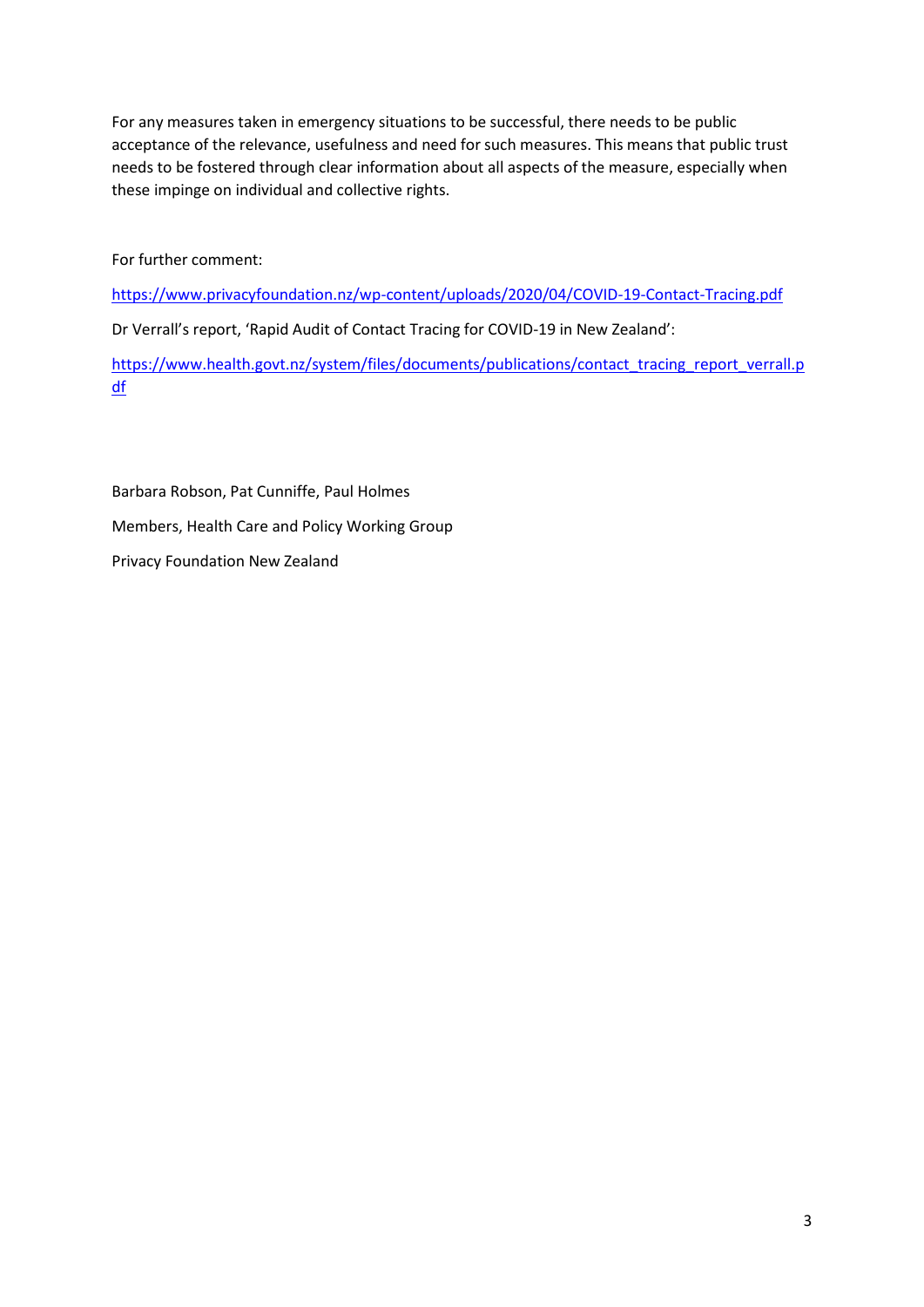For any measures taken in emergency situations to be successful, there needs to be public acceptance of the relevance, usefulness and need for such measures. This means that public trust needs to be fostered through clear information about all aspects of the measure, especially when these impinge on individual and collective rights.

For further comment:

https://www.privacyfoundation.nz/wp-content/uploads/2020/04/COVID-19-Contact-Tracing.pdf

Dr Verrall's report, 'Rapid Audit of Contact Tracing for COVID-19 in New Zealand':

https://www.health.govt.nz/system/files/documents/publications/contact_tracing_report_verrall.pdf

Barbara Robson, Pat Cunniffe, Paul Holmes

Members, Health Care and Policy Working Group

Privacy Foundation New Zealand